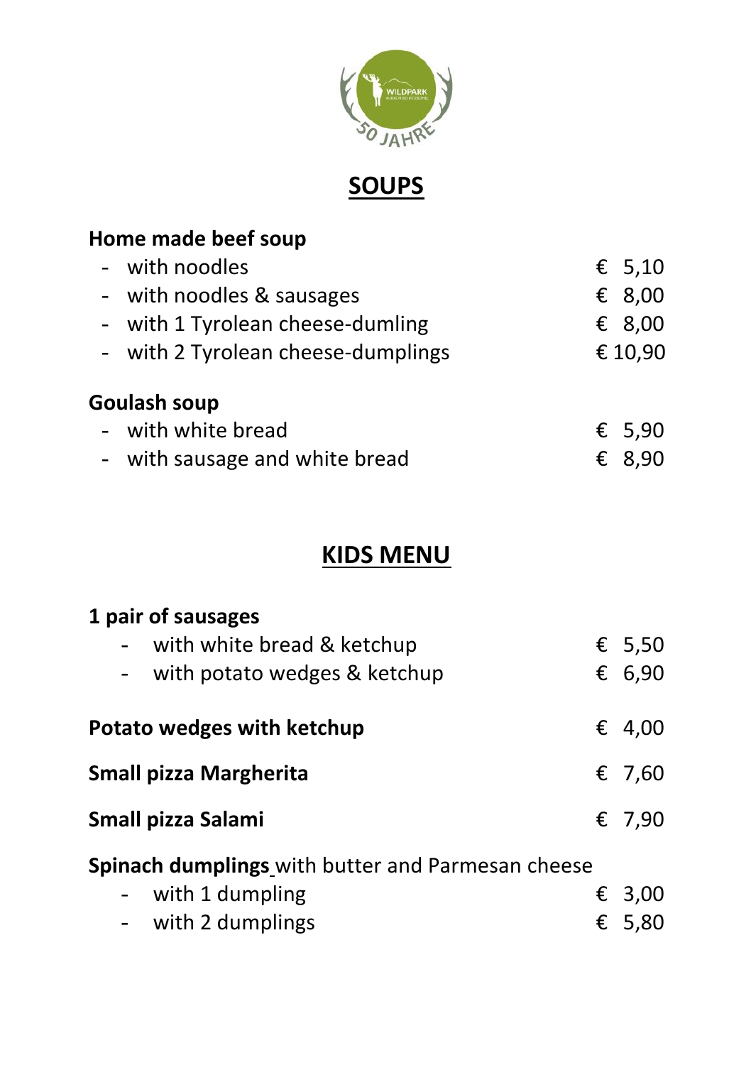# SOUPS

**Home made beef soup**

- with noodles € 5,10
- with noodles & sausages € 8,00
- with 1 Tyrolean cheese-dumling € 8,00
- with 2 Tyrolean cheese-dumplings € 10,90

**Goulash soup**

- with white bread € 5,90
- with sausage and white bread € 8,90

# KIDS MENU

**1 pair of sausages**

- with white bread & ketchup € 5,50
- with potato wedges & ketchup € 6,90

**Potato wedges with ketchup** € 4,00

**Small pizza Margherita** € 7,60

**Small pizza Salami** € 7,90

**Spinach dumplings** with butter and Parmesan cheese

- with 1 dumpling € 3,00
- with 2 dumplings € 5,80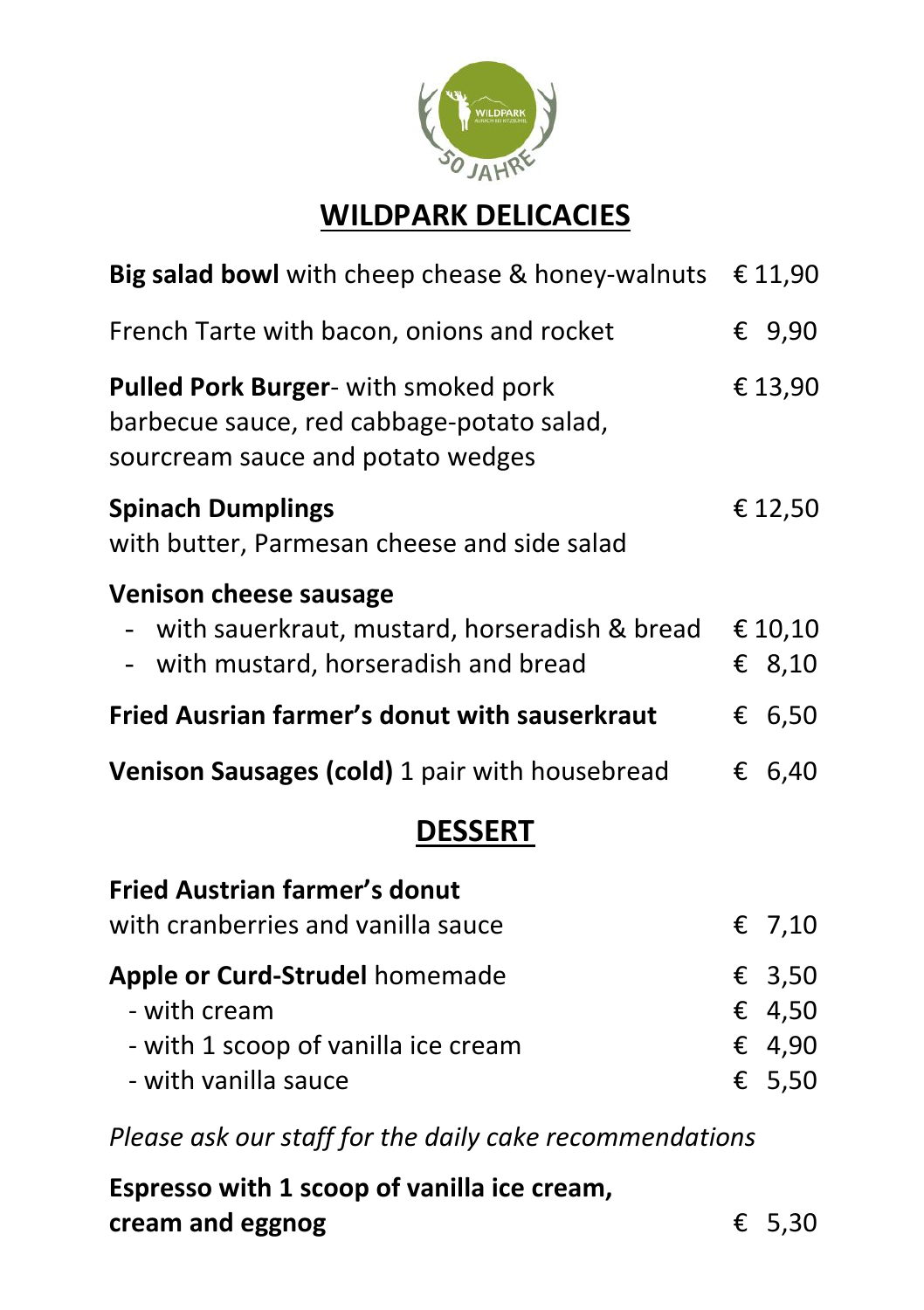# WILDPARK DELICACIES

| | |
|---|---|
| **Big salad bowl** with cheep chease & honey-walnuts | € 11,90 |
| French Tarte with bacon, onions and rocket | € 9,90 |
| **Pulled Pork Burger**- with smoked pork barbecue sauce, red cabbage-potato salad, sourcream sauce and potato wedges | € 13,90 |
| **Spinach Dumplings** with butter, Parmesan cheese and side salad | € 12,50 |
| **Venison cheese sausage** | |
| - with sauerkraut, mustard, horseradish & bread | € 10,10 |
| - with mustard, horseradish and bread | € 8,10 |
| **Fried Ausrian farmer's donut with sauserkraut** | € 6,50 |
| **Venison Sausages (cold)** 1 pair with housebread | € 6,40 |

# DESSERT

| | |
|---|---|
| **Fried Austrian farmer's donut** with cranberries and vanilla sauce | € 7,10 |
| **Apple or Curd-Strudel** homemade | € 3,50 |
| - with cream | € 4,50 |
| - with 1 scoop of vanilla ice cream | € 4,90 |
| - with vanilla sauce | € 5,50 |

*Please ask our staff for the daily cake recommendations*

| | |
|---|---|
| **Espresso with 1 scoop of vanilla ice cream, cream and eggnog** | € 5,30 |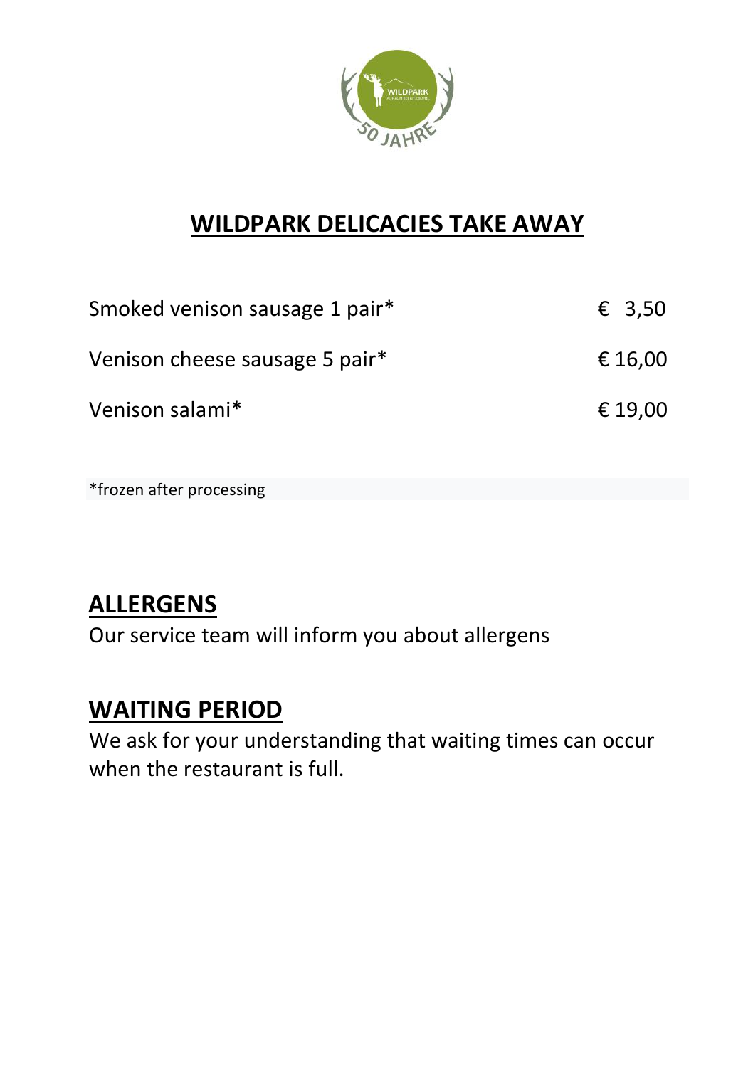# WILDPARK DELICACIES TAKE AWAY

| | |
|---|---|
| Smoked venison sausage 1 pair* | € 3,50 |
| Venison cheese sausage 5 pair* | € 16,00 |
| Venison salami* | € 19,00 |

*frozen after processing

## ALLERGENS

Our service team will inform you about allergens

## WAITING PERIOD

We ask for your understanding that waiting times can occur when the restaurant is full.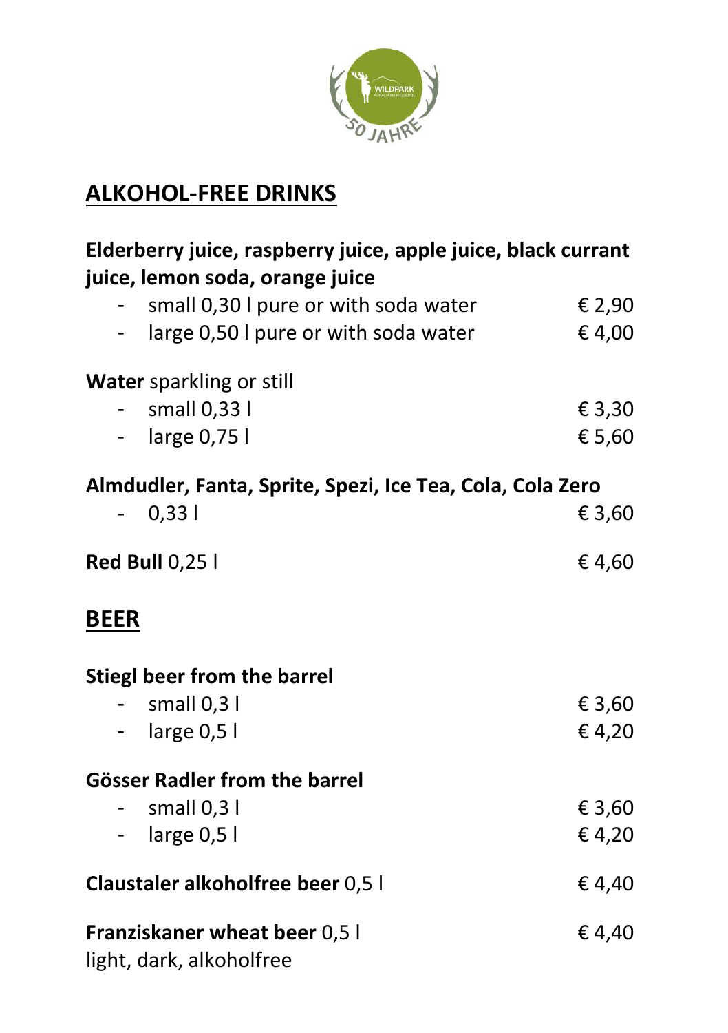## ALKOHOL-FREE DRINKS

**Elderberry juice, raspberry juice, apple juice, black currant juice, lemon soda, orange juice**

- small 0,30 l pure or with soda water € 2,90
- large 0,50 l pure or with soda water € 4,00

**Water** sparkling or still

- small 0,33 l € 3,30
- large 0,75 l € 5,60

**Almdudler, Fanta, Sprite, Spezi, Ice Tea, Cola, Cola Zero**

- 0,33 l € 3,60

**Red Bull** 0,25 l € 4,60

## BEER

**Stiegl beer from the barrel**

- small 0,3 l € 3,60
- large 0,5 l € 4,20

**Gösser Radler from the barrel**

- small 0,3 l € 3,60
- large 0,5 l € 4,20

**Claustaler alkoholfree beer** 0,5 l € 4,40

**Franziskaner wheat beer** 0,5 l € 4,40
light, dark, alkoholfree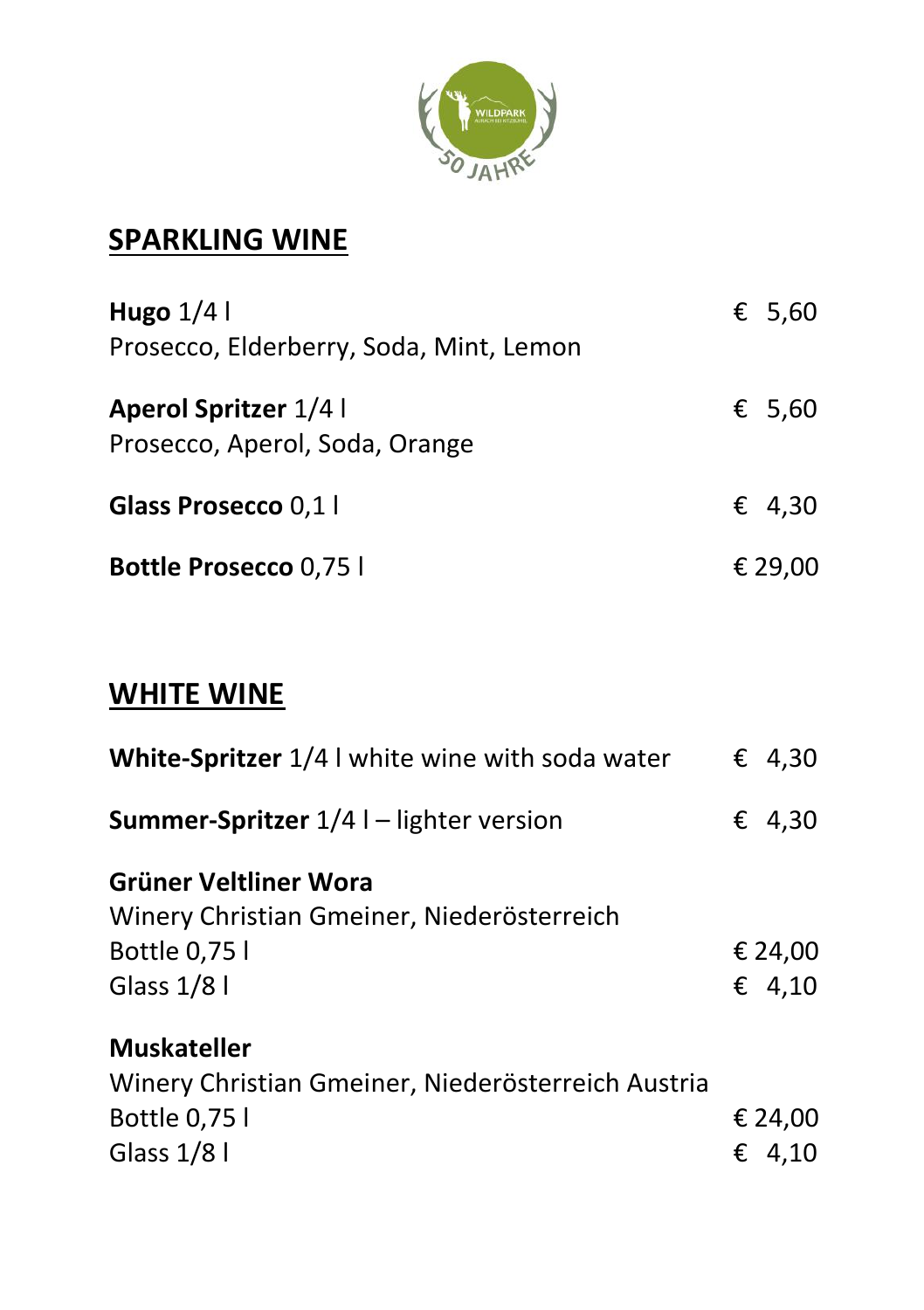## SPARKLING WINE

**Hugo** 1/4 l — € 5,60
Prosecco, Elderberry, Soda, Mint, Lemon

**Aperol Spritzer** 1/4 l — € 5,60
Prosecco, Aperol, Soda, Orange

**Glass Prosecco** 0,1 l — € 4,30

**Bottle Prosecco** 0,75 l — € 29,00

## WHITE WINE

**White-Spritzer** 1/4 l white wine with soda water — € 4,30

**Summer-Spritzer** 1/4 l – lighter version — € 4,30

**Grüner Veltliner Wora**
Winery Christian Gmeiner, Niederösterreich
Bottle 0,75 l — € 24,00
Glass 1/8 l — € 4,10

**Muskateller**
Winery Christian Gmeiner, Niederösterreich Austria
Bottle 0,75 l — € 24,00
Glass 1/8 l — € 4,10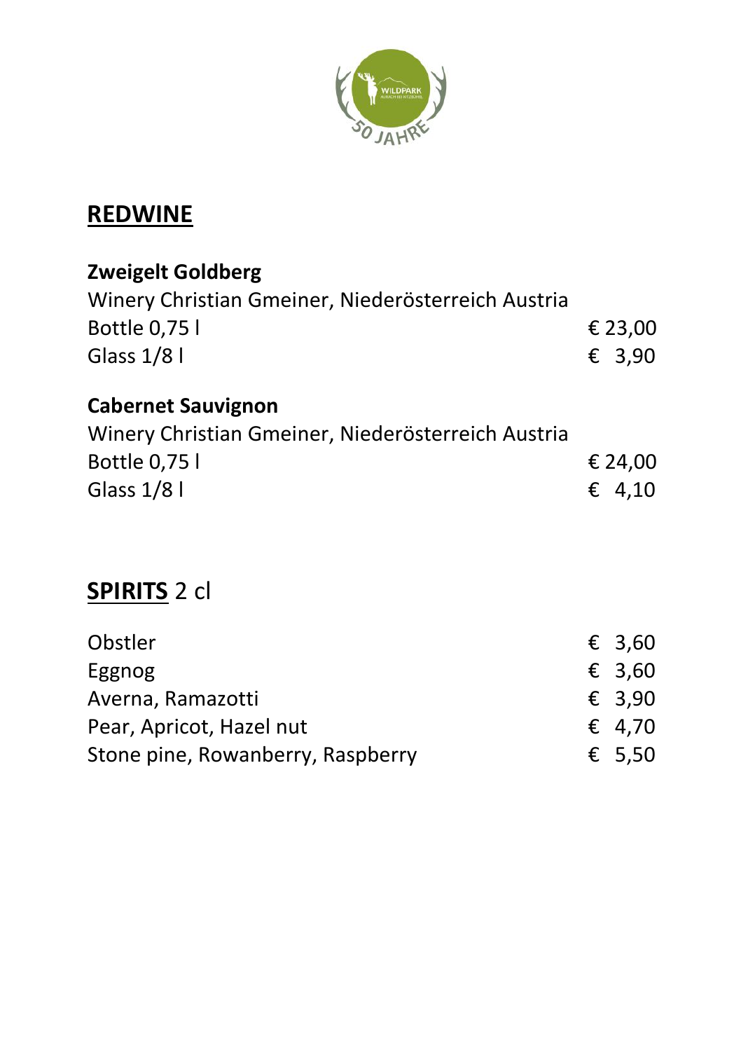## REDWINE

**Zweigelt Goldberg**
Winery Christian Gmeiner, Niederösterreich Austria

| | |
|---|---|
| Bottle 0,75 l | € 23,00 |
| Glass 1/8 l | € 3,90 |

**Cabernet Sauvignon**
Winery Christian Gmeiner, Niederösterreich Austria

| | |
|---|---|
| Bottle 0,75 l | € 24,00 |
| Glass 1/8 l | € 4,10 |

## SPIRITS 2 cl

| | |
|---|---|
| Obstler | € 3,60 |
| Eggnog | € 3,60 |
| Averna, Ramazotti | € 3,90 |
| Pear, Apricot, Hazel nut | € 4,70 |
| Stone pine, Rowanberry, Raspberry | € 5,50 |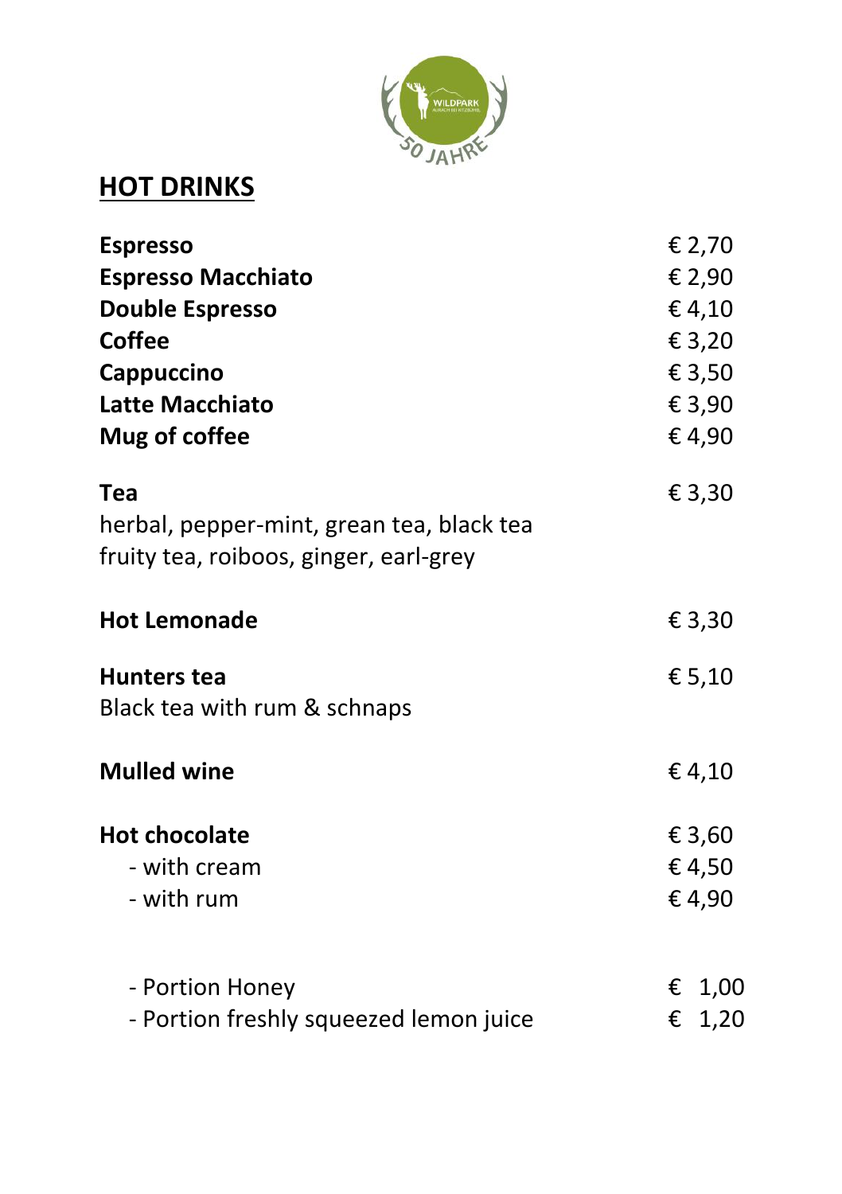# HOT DRINKS

| | |
|---|---|
| **Espresso** | € 2,70 |
| **Espresso Macchiato** | € 2,90 |
| **Double Espresso** | € 4,10 |
| **Coffee** | € 3,20 |
| **Cappuccino** | € 3,50 |
| **Latte Macchiato** | € 3,90 |
| **Mug of coffee** | € 4,90 |
| **Tea**<br>herbal, pepper-mint, grean tea, black tea<br>fruity tea, roiboos, ginger, earl-grey | € 3,30 |
| **Hot Lemonade** | € 3,30 |
| **Hunters tea**<br>Black tea with rum & schnaps | € 5,10 |
| **Mulled wine** | € 4,10 |
| **Hot chocolate** | € 3,60 |
| - with cream | € 4,50 |
| - with rum | € 4,90 |
| - Portion Honey | € 1,00 |
| - Portion freshly squeezed lemon juice | € 1,20 |